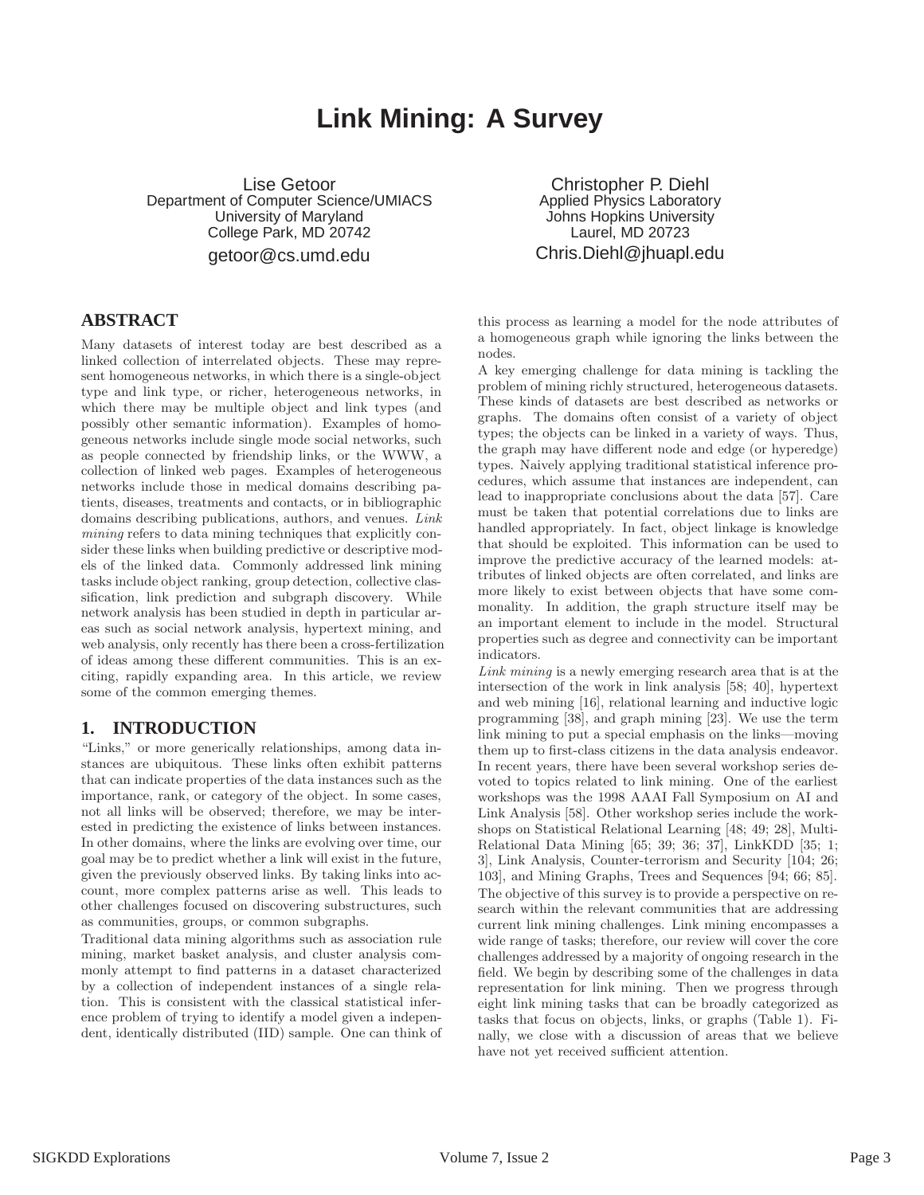# Link Mining: A Survey

Lise Getoor
Department of Computer Science/UMIACS
University of Maryland
College Park, MD 20742
getoor@cs.umd.edu

Christopher P. Diehl
Applied Physics Laboratory
Johns Hopkins University
Laurel, MD 20723
Chris.Diehl@jhuapl.edu

## ABSTRACT

Many datasets of interest today are best described as a linked collection of interrelated objects. These may represent homogeneous networks, in which there is a single-object type and link type, or richer, heterogeneous networks, in which there may be multiple object and link types (and possibly other semantic information). Examples of homogeneous networks include single mode social networks, such as people connected by friendship links, or the WWW, a collection of linked web pages. Examples of heterogeneous networks include those in medical domains describing patients, diseases, treatments and contacts, or in bibliographic domains describing publications, authors, and venues. *Link mining* refers to data mining techniques that explicitly consider these links when building predictive or descriptive models of the linked data. Commonly addressed link mining tasks include object ranking, group detection, collective classification, link prediction and subgraph discovery. While network analysis has been studied in depth in particular areas such as social network analysis, hypertext mining, and web analysis, only recently has there been a cross-fertilization of ideas among these different communities. This is an exciting, rapidly expanding area. In this article, we review some of the common emerging themes.

## 1. INTRODUCTION

"Links," or more generically relationships, among data instances are ubiquitous. These links often exhibit patterns that can indicate properties of the data instances such as the importance, rank, or category of the object. In some cases, not all links will be observed; therefore, we may be interested in predicting the existence of links between instances. In other domains, where the links are evolving over time, our goal may be to predict whether a link will exist in the future, given the previously observed links. By taking links into account, more complex patterns arise as well. This leads to other challenges focused on discovering substructures, such as communities, groups, or common subgraphs.

Traditional data mining algorithms such as association rule mining, market basket analysis, and cluster analysis commonly attempt to find patterns in a dataset characterized by a collection of independent instances of a single relation. This is consistent with the classical statistical inference problem of trying to identify a model given a independent, identically distributed (IID) sample. One can think of this process as learning a model for the node attributes of a homogeneous graph while ignoring the links between the nodes.

A key emerging challenge for data mining is tackling the problem of mining richly structured, heterogeneous datasets. These kinds of datasets are best described as networks or graphs. The domains often consist of a variety of object types; the objects can be linked in a variety of ways. Thus, the graph may have different node and edge (or hyperedge) types. Naively applying traditional statistical inference procedures, which assume that instances are independent, can lead to inappropriate conclusions about the data [57]. Care must be taken that potential correlations due to links are handled appropriately. In fact, object linkage is knowledge that should be exploited. This information can be used to improve the predictive accuracy of the learned models: attributes of linked objects are often correlated, and links are more likely to exist between objects that have some commonality. In addition, the graph structure itself may be an important element to include in the model. Structural properties such as degree and connectivity can be important indicators.

*Link mining* is a newly emerging research area that is at the intersection of the work in link analysis [58; 40], hypertext and web mining [16], relational learning and inductive logic programming [38], and graph mining [23]. We use the term link mining to put a special emphasis on the links—moving them up to first-class citizens in the data analysis endeavor. In recent years, there have been several workshop series devoted to topics related to link mining. One of the earliest workshops was the 1998 AAAI Fall Symposium on AI and Link Analysis [58]. Other workshop series include the workshops on Statistical Relational Learning [48; 49; 28], Multi-Relational Data Mining [65; 39; 36; 37], LinkKDD [35; 1; 3], Link Analysis, Counter-terrorism and Security [104; 26; 103], and Mining Graphs, Trees and Sequences [94; 66; 85].

The objective of this survey is to provide a perspective on research within the relevant communities that are addressing current link mining challenges. Link mining encompasses a wide range of tasks; therefore, our review will cover the core challenges addressed by a majority of ongoing research in the field. We begin by describing some of the challenges in data representation for link mining. Then we progress through eight link mining tasks that can be broadly categorized as tasks that focus on objects, links, or graphs (Table 1). Finally, we close with a discussion of areas that we believe have not yet received sufficient attention.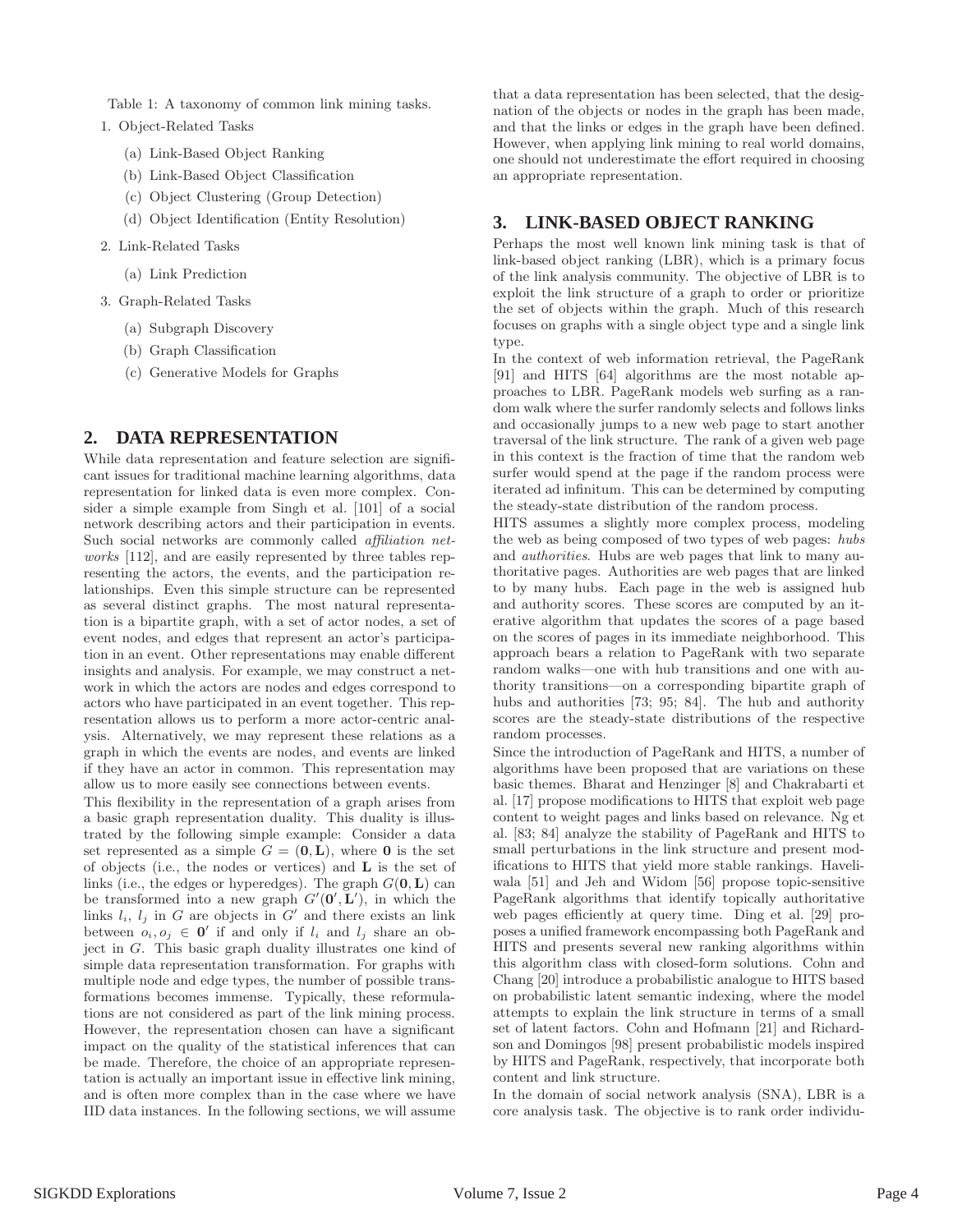Table 1: A taxonomy of common link mining tasks.

1. Object-Related Tasks
   - (a) Link-Based Object Ranking
   - (b) Link-Based Object Classification
   - (c) Object Clustering (Group Detection)
   - (d) Object Identification (Entity Resolution)
2. Link-Related Tasks
   - (a) Link Prediction
3. Graph-Related Tasks
   - (a) Subgraph Discovery
   - (b) Graph Classification
   - (c) Generative Models for Graphs

## 2. DATA REPRESENTATION

While data representation and feature selection are significant issues for traditional machine learning algorithms, data representation for linked data is even more complex. Consider a simple example from Singh et al. [101] of a social network describing actors and their participation in events. Such social networks are commonly called *affiliation networks* [112], and are easily represented by three tables representing the actors, the events, and the participation relationships. Even this simple structure can be represented as several distinct graphs. The most natural representation is a bipartite graph, with a set of actor nodes, a set of event nodes, and edges that represent an actor's participation in an event. Other representations may enable different insights and analysis. For example, we may construct a network in which the actors are nodes and edges correspond to actors who have participated in an event together. This representation allows us to perform a more actor-centric analysis. Alternatively, we may represent these relations as a graph in which the events are nodes, and events are linked if they have an actor in common. This representation may allow us to more easily see connections between events.

This flexibility in the representation of a graph arises from a basic graph representation duality. This duality is illustrated by the following simple example: Consider a data set represented as a simple $G = (\mathbf{0}, \mathbf{L})$, where $\mathbf{0}$ is the set of objects (i.e., the nodes or vertices) and $\mathbf{L}$ is the set of links (i.e., the edges or hyperedges). The graph $G(\mathbf{0}, \mathbf{L})$ can be transformed into a new graph $G'(\mathbf{0}', \mathbf{L}')$, in which the links $l_i$, $l_j$ in $G$ are objects in $G'$ and there exists an link between $o_i, o_j \in \mathbf{0}'$ if and only if $l_i$ and $l_j$ share an object in $G$. This basic graph duality illustrates one kind of simple data representation transformation. For graphs with multiple node and edge types, the number of possible transformations becomes immense. Typically, these reformulations are not considered as part of the link mining process. However, the representation chosen can have a significant impact on the quality of the statistical inferences that can be made. Therefore, the choice of an appropriate representation is actually an important issue in effective link mining, and is often more complex than in the case where we have IID data instances. In the following sections, we will assume that a data representation has been selected, that the designation of the objects or nodes in the graph has been made, and that the links or edges in the graph have been defined. However, when applying link mining to real world domains, one should not underestimate the effort required in choosing an appropriate representation.

## 3. LINK-BASED OBJECT RANKING

Perhaps the most well known link mining task is that of link-based object ranking (LBR), which is a primary focus of the link analysis community. The objective of LBR is to exploit the link structure of a graph to order or prioritize the set of objects within the graph. Much of this research focuses on graphs with a single object type and a single link type.

In the context of web information retrieval, the PageRank [91] and HITS [64] algorithms are the most notable approaches to LBR. PageRank models web surfing as a random walk where the surfer randomly selects and follows links and occasionally jumps to a new web page to start another traversal of the link structure. The rank of a given web page in this context is the fraction of time that the random web surfer would spend at the page if the random process were iterated ad infinitum. This can be determined by computing the steady-state distribution of the random process.

HITS assumes a slightly more complex process, modeling the web as being composed of two types of web pages: *hubs* and *authorities*. Hubs are web pages that link to many authoritative pages. Authorities are web pages that are linked to by many hubs. Each page in the web is assigned hub and authority scores. These scores are computed by an iterative algorithm that updates the scores of a page based on the scores of pages in its immediate neighborhood. This approach bears a relation to PageRank with two separate random walks—one with hub transitions and one with authority transitions—on a corresponding bipartite graph of hubs and authorities [73; 95; 84]. The hub and authority scores are the steady-state distributions of the respective random processes.

Since the introduction of PageRank and HITS, a number of algorithms have been proposed that are variations on these basic themes. Bharat and Henzinger [8] and Chakrabarti et al. [17] propose modifications to HITS that exploit web page content to weight pages and links based on relevance. Ng et al. [83; 84] analyze the stability of PageRank and HITS to small perturbations in the link structure and present modifications to HITS that yield more stable rankings. Haveliwala [51] and Jeh and Widom [56] propose topic-sensitive PageRank algorithms that identify topically authoritative web pages efficiently at query time. Ding et al. [29] proposes a unified framework encompassing both PageRank and HITS and presents several new ranking algorithms within this algorithm class with closed-form solutions. Cohn and Chang [20] introduce a probabilistic analogue to HITS based on probabilistic latent semantic indexing, where the model attempts to explain the link structure in terms of a small set of latent factors. Cohn and Hofmann [21] and Richardson and Domingos [98] present probabilistic models inspired by HITS and PageRank, respectively, that incorporate both content and link structure.

In the domain of social network analysis (SNA), LBR is a core analysis task. The objective is to rank order individu-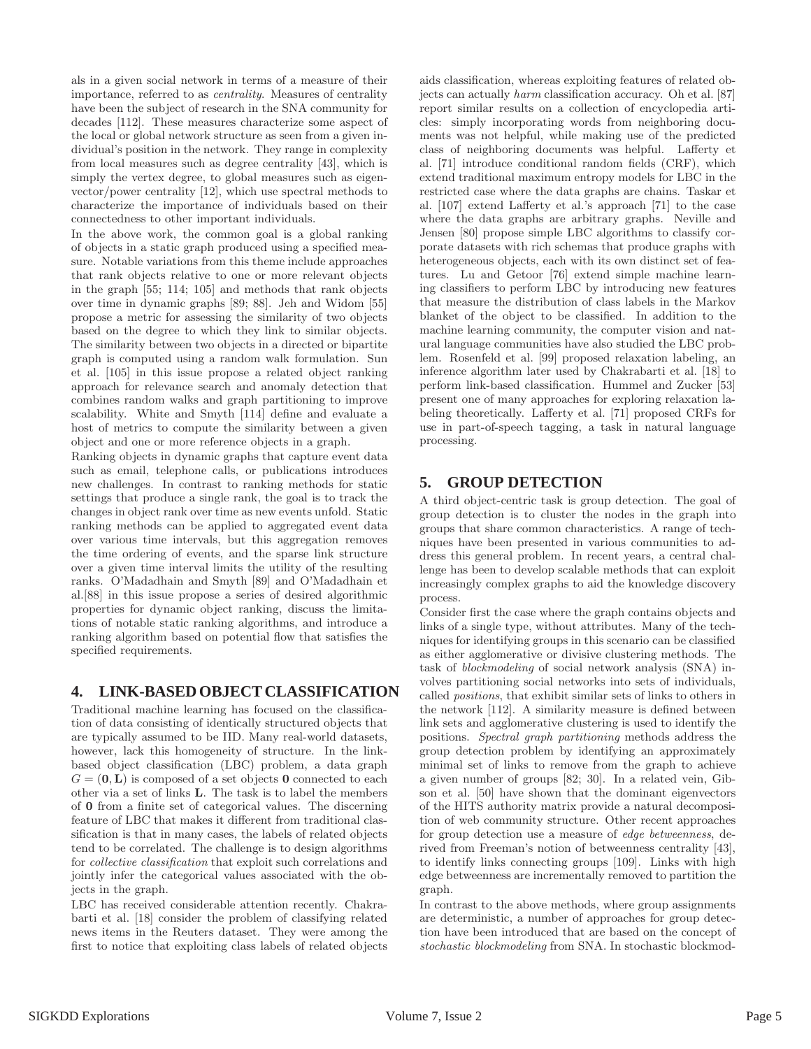als in a given social network in terms of a measure of their importance, referred to as *centrality*. Measures of centrality have been the subject of research in the SNA community for decades [112]. These measures characterize some aspect of the local or global network structure as seen from a given individual's position in the network. They range in complexity from local measures such as degree centrality [43], which is simply the vertex degree, to global measures such as eigenvector/power centrality [12], which use spectral methods to characterize the importance of individuals based on their connectedness to other important individuals.

In the above work, the common goal is a global ranking of objects in a static graph produced using a specified measure. Notable variations from this theme include approaches that rank objects relative to one or more relevant objects in the graph [55; 114; 105] and methods that rank objects over time in dynamic graphs [89; 88]. Jeh and Widom [55] propose a metric for assessing the similarity of two objects based on the degree to which they link to similar objects. The similarity between two objects in a directed or bipartite graph is computed using a random walk formulation. Sun et al. [105] in this issue propose a related object ranking approach for relevance search and anomaly detection that combines random walks and graph partitioning to improve scalability. White and Smyth [114] define and evaluate a host of metrics to compute the similarity between a given object and one or more reference objects in a graph.

Ranking objects in dynamic graphs that capture event data such as email, telephone calls, or publications introduces new challenges. In contrast to ranking methods for static settings that produce a single rank, the goal is to track the changes in object rank over time as new events unfold. Static ranking methods can be applied to aggregated event data over various time intervals, but this aggregation removes the time ordering of events, and the sparse link structure over a given time interval limits the utility of the resulting ranks. O'Madadhain and Smyth [89] and O'Madadhain et al.[88] in this issue propose a series of desired algorithmic properties for dynamic object ranking, discuss the limitations of notable static ranking algorithms, and introduce a ranking algorithm based on potential flow that satisfies the specified requirements.

## 4. LINK-BASED OBJECT CLASSIFICATION

Traditional machine learning has focused on the classification of data consisting of identically structured objects that are typically assumed to be IID. Many real-world datasets, however, lack this homogeneity of structure. In the link-based object classification (LBC) problem, a data graph $G = (\mathbf{O}, \mathbf{L})$ is composed of a set objects $\mathbf{O}$ connected to each other via a set of links $\mathbf{L}$. The task is to label the members of $\mathbf{O}$ from a finite set of categorical values. The discerning feature of LBC that makes it different from traditional classification is that in many cases, the labels of related objects tend to be correlated. The challenge is to design algorithms for *collective classification* that exploit such correlations and jointly infer the categorical values associated with the objects in the graph.

LBC has received considerable attention recently. Chakrabarti et al. [18] consider the problem of classifying related news items in the Reuters dataset. They were among the first to notice that exploiting class labels of related objects aids classification, whereas exploiting features of related objects can actually *harm* classification accuracy. Oh et al. [87] report similar results on a collection of encyclopedia articles: simply incorporating words from neighboring documents was not helpful, while making use of the predicted class of neighboring documents was helpful. Lafferty et al. [71] introduce conditional random fields (CRF), which extend traditional maximum entropy models for LBC in the restricted case where the data graphs are chains. Taskar et al. [107] extend Lafferty et al.'s approach [71] to the case where the data graphs are arbitrary graphs. Neville and Jensen [80] propose simple LBC algorithms to classify corporate datasets with rich schemas that produce graphs with heterogeneous objects, each with its own distinct set of features. Lu and Getoor [76] extend simple machine learning classifiers to perform LBC by introducing new features that measure the distribution of class labels in the Markov blanket of the object to be classified. In addition to the machine learning community, the computer vision and natural language communities have also studied the LBC problem. Rosenfeld et al. [99] proposed relaxation labeling, an inference algorithm later used by Chakrabarti et al. [18] to perform link-based classification. Hummel and Zucker [53] present one of many approaches for exploring relaxation labeling theoretically. Lafferty et al. [71] proposed CRFs for use in part-of-speech tagging, a task in natural language processing.

## 5. GROUP DETECTION

A third object-centric task is group detection. The goal of group detection is to cluster the nodes in the graph into groups that share common characteristics. A range of techniques have been presented in various communities to address this general problem. In recent years, a central challenge has been to develop scalable methods that can exploit increasingly complex graphs to aid the knowledge discovery process.

Consider first the case where the graph contains objects and links of a single type, without attributes. Many of the techniques for identifying groups in this scenario can be classified as either agglomerative or divisive clustering methods. The task of *blockmodeling* of social network analysis (SNA) involves partitioning social networks into sets of individuals, called *positions*, that exhibit similar sets of links to others in the network [112]. A similarity measure is defined between link sets and agglomerative clustering is used to identify the positions. *Spectral graph partitioning* methods address the group detection problem by identifying an approximately minimal set of links to remove from the graph to achieve a given number of groups [82; 30]. In a related vein, Gibson et al. [50] have shown that the dominant eigenvectors of the HITS authority matrix provide a natural decomposition of web community structure. Other recent approaches for group detection use a measure of *edge betweenness*, derived from Freeman's notion of betweenness centrality [43], to identify links connecting groups [109]. Links with high edge betweenness are incrementally removed to partition the graph.

In contrast to the above methods, where group assignments are deterministic, a number of approaches for group detection have been introduced that are based on the concept of *stochastic blockmodeling* from SNA. In stochastic blockmod-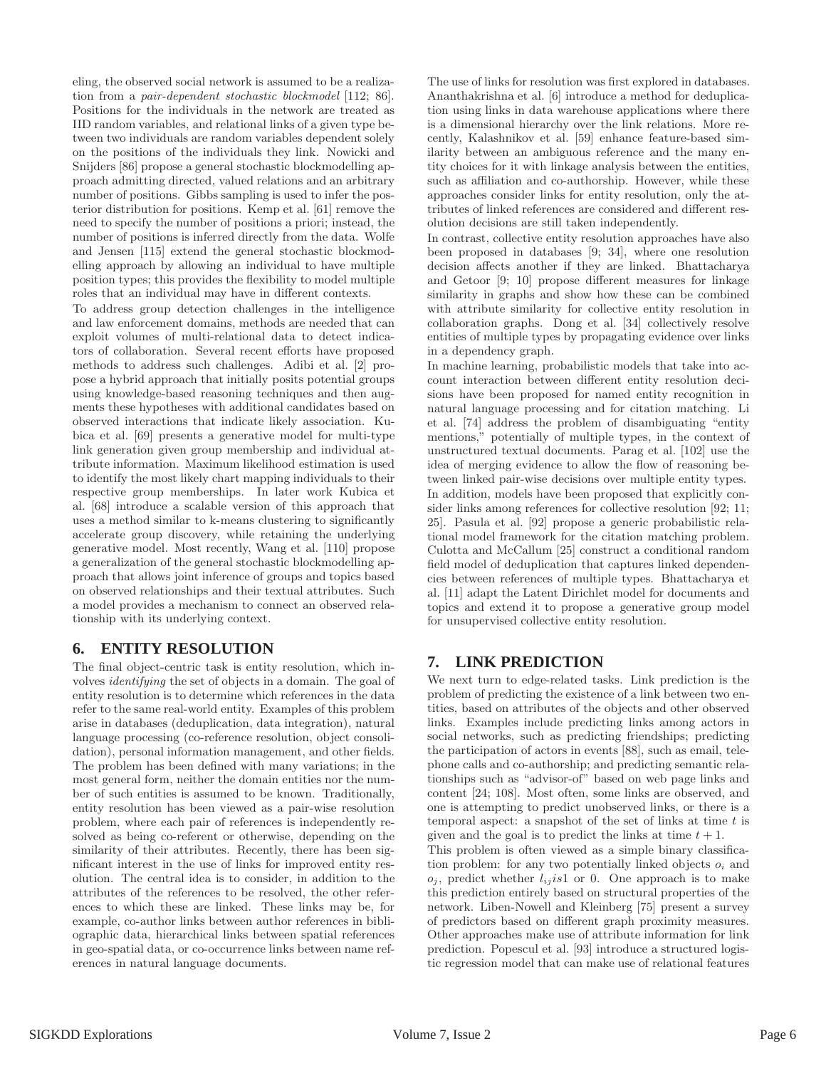eling, the observed social network is assumed to be a realization from a *pair-dependent stochastic blockmodel* [112; 86]. Positions for the individuals in the network are treated as IID random variables, and relational links of a given type between two individuals are random variables dependent solely on the positions of the individuals they link. Nowicki and Snijders [86] propose a general stochastic blockmodelling approach admitting directed, valued relations and an arbitrary number of positions. Gibbs sampling is used to infer the posterior distribution for positions. Kemp et al. [61] remove the need to specify the number of positions a priori; instead, the number of positions is inferred directly from the data. Wolfe and Jensen [115] extend the general stochastic blockmodelling approach by allowing an individual to have multiple position types; this provides the flexibility to model multiple roles that an individual may have in different contexts.

To address group detection challenges in the intelligence and law enforcement domains, methods are needed that can exploit volumes of multi-relational data to detect indicators of collaboration. Several recent efforts have proposed methods to address such challenges. Adibi et al. [2] propose a hybrid approach that initially posits potential groups using knowledge-based reasoning techniques and then augments these hypotheses with additional candidates based on observed interactions that indicate likely association. Kubica et al. [69] presents a generative model for multi-type link generation given group membership and individual attribute information. Maximum likelihood estimation is used to identify the most likely chart mapping individuals to their respective group memberships. In later work Kubica et al. [68] introduce a scalable version of this approach that uses a method similar to k-means clustering to significantly accelerate group discovery, while retaining the underlying generative model. Most recently, Wang et al. [110] propose a generalization of the general stochastic blockmodelling approach that allows joint inference of groups and topics based on observed relationships and their textual attributes. Such a model provides a mechanism to connect an observed relationship with its underlying context.

## 6. ENTITY RESOLUTION

The final object-centric task is entity resolution, which involves *identifying* the set of objects in a domain. The goal of entity resolution is to determine which references in the data refer to the same real-world entity. Examples of this problem arise in databases (deduplication, data integration), natural language processing (co-reference resolution, object consolidation), personal information management, and other fields. The problem has been defined with many variations; in the most general form, neither the domain entities nor the number of such entities is assumed to be known. Traditionally, entity resolution has been viewed as a pair-wise resolution problem, where each pair of references is independently resolved as being co-referent or otherwise, depending on the similarity of their attributes. Recently, there has been significant interest in the use of links for improved entity resolution. The central idea is to consider, in addition to the attributes of the references to be resolved, the other references to which these are linked. These links may be, for example, co-author links between author references in bibliographic data, hierarchical links between spatial references in geo-spatial data, or co-occurrence links between name references in natural language documents.

The use of links for resolution was first explored in databases. Ananthakrishna et al. [6] introduce a method for deduplication using links in data warehouse applications where there is a dimensional hierarchy over the link relations. More recently, Kalashnikov et al. [59] enhance feature-based similarity between an ambiguous reference and the many entity choices for it with linkage analysis between the entities, such as affiliation and co-authorship. However, while these approaches consider links for entity resolution, only the attributes of linked references are considered and different resolution decisions are still taken independently.

In contrast, collective entity resolution approaches have also been proposed in databases [9; 34], where one resolution decision affects another if they are linked. Bhattacharya and Getoor [9; 10] propose different measures for linkage similarity in graphs and show how these can be combined with attribute similarity for collective entity resolution in collaboration graphs. Dong et al. [34] collectively resolve entities of multiple types by propagating evidence over links in a dependency graph.

In machine learning, probabilistic models that take into account interaction between different entity resolution decisions have been proposed for named entity recognition in natural language processing and for citation matching. Li et al. [74] address the problem of disambiguating "entity mentions," potentially of multiple types, in the context of unstructured textual documents. Parag et al. [102] use the idea of merging evidence to allow the flow of reasoning between linked pair-wise decisions over multiple entity types. In addition, models have been proposed that explicitly consider links among references for collective resolution [92; 11; 25]. Pasula et al. [92] propose a generic probabilistic relational model framework for the citation matching problem. Culotta and McCallum [25] construct a conditional random field model of deduplication that captures linked dependencies between references of multiple types. Bhattacharya et al. [11] adapt the Latent Dirichlet model for documents and topics and extend it to propose a generative group model for unsupervised collective entity resolution.

## 7. LINK PREDICTION

We next turn to edge-related tasks. Link prediction is the problem of predicting the existence of a link between two entities, based on attributes of the objects and other observed links. Examples include predicting links among actors in social networks, such as predicting friendships; predicting the participation of actors in events [88], such as email, telephone calls and co-authorship; and predicting semantic relationships such as "advisor-of" based on web page links and content [24; 108]. Most often, some links are observed, and one is attempting to predict unobserved links, or there is a temporal aspect: a snapshot of the set of links at time $t$ is given and the goal is to predict the links at time $t + 1$.

This problem is often viewed as a simple binary classification problem: for any two potentially linked objects $o_i$ and $o_j$, predict whether $l_{ij} is 1$ or 0. One approach is to make this prediction entirely based on structural properties of the network. Liben-Nowell and Kleinberg [75] present a survey of predictors based on different graph proximity measures. Other approaches make use of attribute information for link prediction. Popescul et al. [93] introduce a structured logistic regression model that can make use of relational features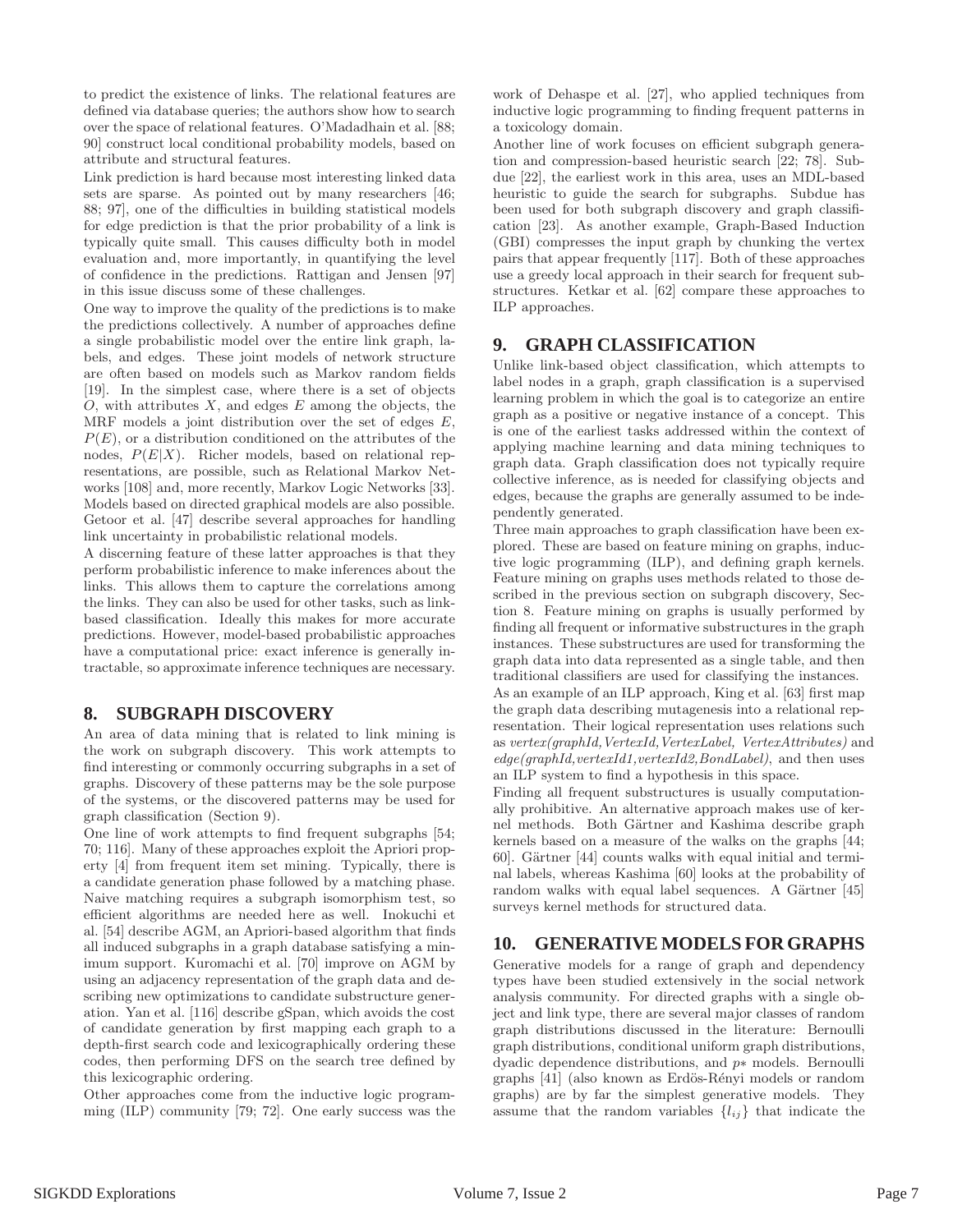to predict the existence of links. The relational features are defined via database queries; the authors show how to search over the space of relational features. O'Madadhain et al. [88; 90] construct local conditional probability models, based on attribute and structural features.

Link prediction is hard because most interesting linked data sets are sparse. As pointed out by many researchers [46; 88; 97], one of the difficulties in building statistical models for edge prediction is that the prior probability of a link is typically quite small. This causes difficulty both in model evaluation and, more importantly, in quantifying the level of confidence in the predictions. Rattigan and Jensen [97] in this issue discuss some of these challenges.

One way to improve the quality of the predictions is to make the predictions collectively. A number of approaches define a single probabilistic model over the entire link graph, labels, and edges. These joint models of network structure are often based on models such as Markov random fields [19]. In the simplest case, where there is a set of objects $O$, with attributes $X$, and edges $E$ among the objects, the MRF models a joint distribution over the set of edges $E$, $P(E)$, or a distribution conditioned on the attributes of the nodes, $P(E|X)$. Richer models, based on relational representations, are possible, such as Relational Markov Networks [108] and, more recently, Markov Logic Networks [33]. Models based on directed graphical models are also possible. Getoor et al. [47] describe several approaches for handling link uncertainty in probabilistic relational models.

A discerning feature of these latter approaches is that they perform probabilistic inference to make inferences about the links. This allows them to capture the correlations among the links. They can also be used for other tasks, such as link-based classification. Ideally this makes for more accurate predictions. However, model-based probabilistic approaches have a computational price: exact inference is generally intractable, so approximate inference techniques are necessary.

## 8. SUBGRAPH DISCOVERY

An area of data mining that is related to link mining is the work on subgraph discovery. This work attempts to find interesting or commonly occurring subgraphs in a set of graphs. Discovery of these patterns may be the sole purpose of the systems, or the discovered patterns may be used for graph classification (Section 9).

One line of work attempts to find frequent subgraphs [54; 70; 116]. Many of these approaches exploit the Apriori property [4] from frequent item set mining. Typically, there is a candidate generation phase followed by a matching phase. Naive matching requires a subgraph isomorphism test, so efficient algorithms are needed here as well. Inokuchi et al. [54] describe AGM, an Apriori-based algorithm that finds all induced subgraphs in a graph database satisfying a minimum support. Kuromachi et al. [70] improve on AGM by using an adjacency representation of the graph data and describing new optimizations to candidate substructure generation. Yan et al. [116] describe gSpan, which avoids the cost of candidate generation by first mapping each graph to a depth-first search code and lexicographically ordering these codes, then performing DFS on the search tree defined by this lexicographic ordering.

Other approaches come from the inductive logic programming (ILP) community [79; 72]. One early success was the work of Dehaspe et al. [27], who applied techniques from inductive logic programming to finding frequent patterns in a toxicology domain.

Another line of work focuses on efficient subgraph generation and compression-based heuristic search [22; 78]. Subdue [22], the earliest work in this area, uses an MDL-based heuristic to guide the search for subgraphs. Subdue has been used for both subgraph discovery and graph classification [23]. As another example, Graph-Based Induction (GBI) compresses the input graph by chunking the vertex pairs that appear frequently [117]. Both of these approaches use a greedy local approach in their search for frequent substructures. Ketkar et al. [62] compare these approaches to ILP approaches.

## 9. GRAPH CLASSIFICATION

Unlike link-based object classification, which attempts to label nodes in a graph, graph classification is a supervised learning problem in which the goal is to categorize an entire graph as a positive or negative instance of a concept. This is one of the earliest tasks addressed within the context of applying machine learning and data mining techniques to graph data. Graph classification does not typically require collective inference, as is needed for classifying objects and edges, because the graphs are generally assumed to be independently generated.

Three main approaches to graph classification have been explored. These are based on feature mining on graphs, inductive logic programming (ILP), and defining graph kernels. Feature mining on graphs uses methods related to those described in the previous section on subgraph discovery, Section 8. Feature mining on graphs is usually performed by finding all frequent or informative substructures in the graph instances. These substructures are used for transforming the graph data into data represented as a single table, and then traditional classifiers are used for classifying the instances.

As an example of an ILP approach, King et al. [63] first map the graph data describing mutagenesis into a relational representation. Their logical representation uses relations such as *vertex(graphId,VertexId,VertexLabel, VertexAttributes)* and *edge(graphId,vertexId1,vertexId2,BondLabel)*, and then uses an ILP system to find a hypothesis in this space.

Finding all frequent substructures is usually computationally prohibitive. An alternative approach makes use of kernel methods. Both Gärtner and Kashima describe graph kernels based on a measure of the walks on the graphs [44; 60]. Gärtner [44] counts walks with equal initial and terminal labels, whereas Kashima [60] looks at the probability of random walks with equal label sequences. A Gärtner [45] surveys kernel methods for structured data.

## 10. GENERATIVE MODELS FOR GRAPHS

Generative models for a range of graph and dependency types have been studied extensively in the social network analysis community. For directed graphs with a single object and link type, there are several major classes of random graph distributions discussed in the literature: Bernoulli graph distributions, conditional uniform graph distributions, dyadic dependence distributions, and $p*$ models. Bernoulli graphs [41] (also known as Erdös-Rényi models or random graphs) are by far the simplest generative models. They assume that the random variables $\{l_{ij}\}$ that indicate the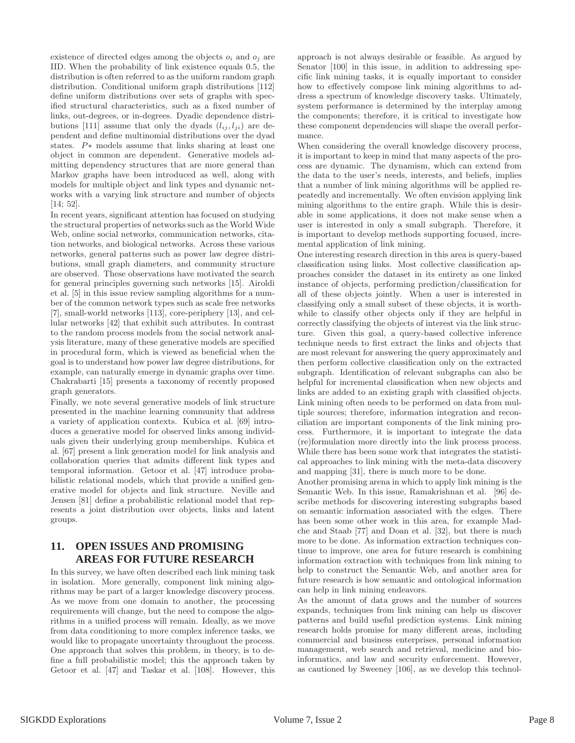existence of directed edges among the objects $o_i$ and $o_j$ are IID. When the probability of link existence equals 0.5, the distribution is often referred to as the uniform random graph distribution. Conditional uniform graph distributions [112] define uniform distributions over sets of graphs with specified structural characteristics, such as a fixed number of links, out-degrees, or in-degrees. Dyadic dependence distributions [111] assume that only the dyads $(l_{ij}, l_{ji})$ are dependent and define multinomial distributions over the dyad states. $P*$ models assume that links sharing at least one object in common are dependent. Generative models admitting dependency structures that are more general than Markov graphs have been introduced as well, along with models for multiple object and link types and dynamic networks with a varying link structure and number of objects [14; 52].

In recent years, significant attention has focused on studying the structural properties of networks such as the World Wide Web, online social networks, communication networks, citation networks, and biological networks. Across these various networks, general patterns such as power law degree distributions, small graph diameters, and community structure are observed. These observations have motivated the search for general principles governing such networks [15]. Airoldi et al. [5] in this issue review sampling algorithms for a number of the common network types such as scale free networks [7], small-world networks [113], core-periphery [13], and cellular networks [42] that exhibit such attributes. In contrast to the random process models from the social network analysis literature, many of these generative models are specified in procedural form, which is viewed as beneficial when the goal is to understand how power law degree distributions, for example, can naturally emerge in dynamic graphs over time. Chakrabarti [15] presents a taxonomy of recently proposed graph generators.

Finally, we note several generative models of link structure presented in the machine learning community that address a variety of application contexts. Kubica et al. [69] introduces a generative model for observed links among individuals given their underlying group memberships. Kubica et al. [67] present a link generation model for link analysis and collaboration queries that admits different link types and temporal information. Getoor et al. [47] introduce probabilistic relational models, which that provide a unified generative model for objects and link structure. Neville and Jensen [81] define a probabilistic relational model that represents a joint distribution over objects, links and latent groups.

## 11. OPEN ISSUES AND PROMISING AREAS FOR FUTURE RESEARCH

In this survey, we have often described each link mining task in isolation. More generally, component link mining algorithms may be part of a larger knowledge discovery process. As we move from one domain to another, the processing requirements will change, but the need to compose the algorithms in a unified process will remain. Ideally, as we move from data conditioning to more complex inference tasks, we would like to propagate uncertainty throughout the process. One approach that solves this problem, in theory, is to define a full probabilistic model; this the approach taken by Getoor et al. [47] and Taskar et al. [108]. However, this approach is not always desirable or feasible. As argued by Senator [100] in this issue, in addition to addressing specific link mining tasks, it is equally important to consider how to effectively compose link mining algorithms to address a spectrum of knowledge discovery tasks. Ultimately, system performance is determined by the interplay among the components; therefore, it is critical to investigate how these component dependencies will shape the overall performance.

When considering the overall knowledge discovery process, it is important to keep in mind that many aspects of the process are dynamic. The dynamism, which can extend from the data to the user's needs, interests, and beliefs, implies that a number of link mining algorithms will be applied repeatedly and incrementally. We often envision applying link mining algorithms to the entire graph. While this is desirable in some applications, it does not make sense when a user is interested in only a small subgraph. Therefore, it is important to develop methods supporting focused, incremental application of link mining.

One interesting research direction in this area is query-based classification using links. Most collective classification approaches consider the dataset in its entirety as one linked instance of objects, performing prediction/classification for all of these objects jointly. When a user is interested in classifying only a small subset of these objects, it is worthwhile to classify other objects only if they are helpful in correctly classifying the objects of interest via the link structure. Given this goal, a query-based collective inference technique needs to first extract the links and objects that are most relevant for answering the query approximately and then perform collective classification only on the extracted subgraph. Identification of relevant subgraphs can also be helpful for incremental classification when new objects and links are added to an existing graph with classified objects.

Link mining often needs to be performed on data from multiple sources; therefore, information integration and reconciliation are important components of the link mining process. Furthermore, it is important to integrate the data (re)formulation more directly into the link process process. While there has been some work that integrates the statistical approaches to link mining with the meta-data discovery and mapping [31], there is much more to be done.

Another promising arena in which to apply link mining is the Semantic Web. In this issue, Ramakrishnan et al. [96] describe methods for discovering interesting subgraphs based on semantic information associated with the edges. There has been some other work in this area, for example Madche and Staab [77] and Doan et al. [32], but there is much more to be done. As information extraction techniques continue to improve, one area for future research is combining information extraction with techniques from link mining to help to construct the Semantic Web, and another area for future research is how semantic and ontological information can help in link mining endeavors.

As the amount of data grows and the number of sources expands, techniques from link mining can help us discover patterns and build useful prediction systems. Link mining research holds promise for many different areas, including commercial and business enterprises, personal information management, web search and retrieval, medicine and bioinformatics, and law and security enforcement. However, as cautioned by Sweeney [106], as we develop this technol-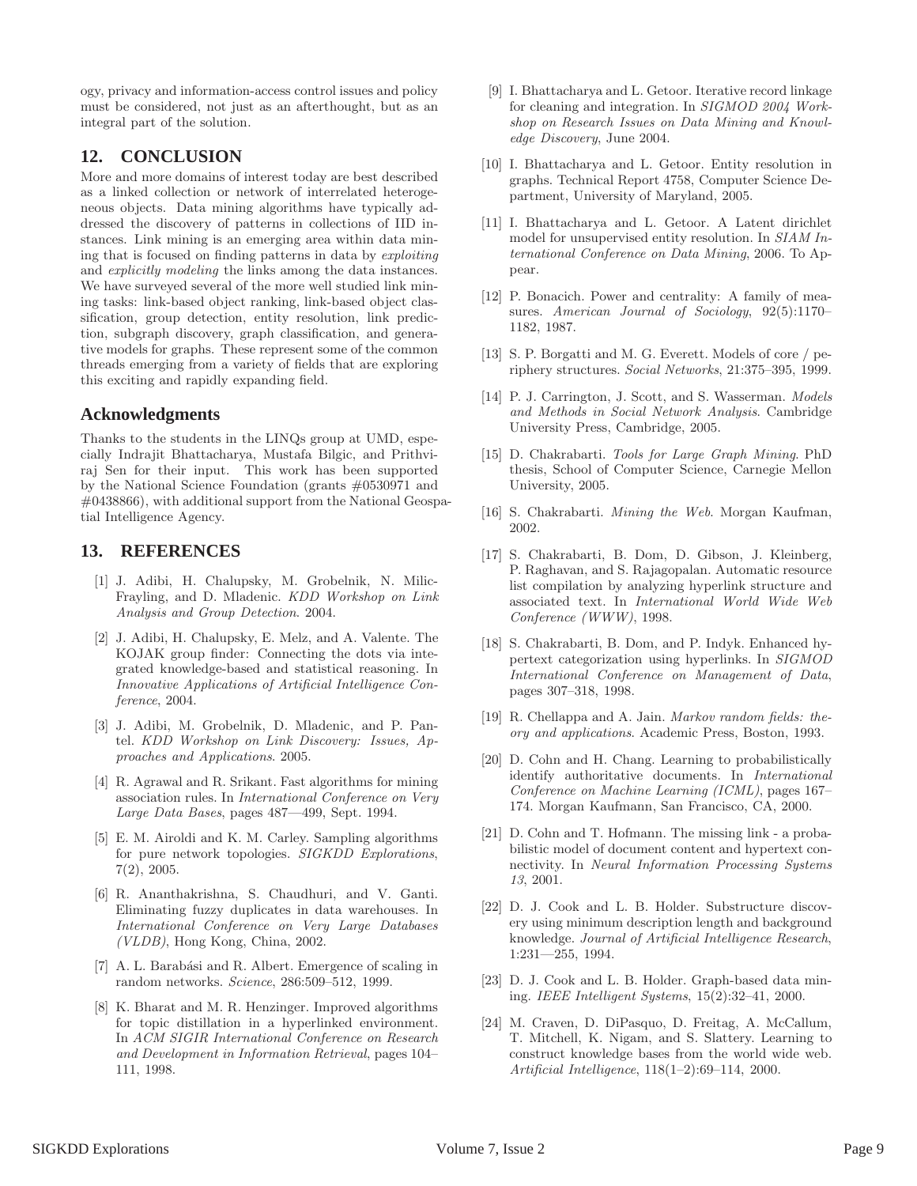ogy, privacy and information-access control issues and policy must be considered, not just as an afterthought, but as an integral part of the solution.

## 12. CONCLUSION

More and more domains of interest today are best described as a linked collection or network of interrelated heterogeneous objects. Data mining algorithms have typically addressed the discovery of patterns in collections of IID instances. Link mining is an emerging area within data mining that is focused on finding patterns in data by *exploiting* and *explicitly modeling* the links among the data instances. We have surveyed several of the more well studied link mining tasks: link-based object ranking, link-based object classification, group detection, entity resolution, link prediction, subgraph discovery, graph classification, and generative models for graphs. These represent some of the common threads emerging from a variety of fields that are exploring this exciting and rapidly expanding field.

## Acknowledgments

Thanks to the students in the LINQs group at UMD, especially Indrajit Bhattacharya, Mustafa Bilgic, and Prithviraj Sen for their input. This work has been supported by the National Science Foundation (grants #0530971 and #0438866), with additional support from the National Geospatial Intelligence Agency.

## 13. REFERENCES

[1] J. Adibi, H. Chalupsky, M. Grobelnik, N. Milic-Frayling, and D. Mladenic. *KDD Workshop on Link Analysis and Group Detection*. 2004.

[2] J. Adibi, H. Chalupsky, E. Melz, and A. Valente. The KOJAK group finder: Connecting the dots via integrated knowledge-based and statistical reasoning. In *Innovative Applications of Artificial Intelligence Conference*, 2004.

[3] J. Adibi, M. Grobelnik, D. Mladenic, and P. Pantel. *KDD Workshop on Link Discovery: Issues, Approaches and Applications*. 2005.

[4] R. Agrawal and R. Srikant. Fast algorithms for mining association rules. In *International Conference on Very Large Data Bases*, pages 487—499, Sept. 1994.

[5] E. M. Airoldi and K. M. Carley. Sampling algorithms for pure network topologies. *SIGKDD Explorations*, 7(2), 2005.

[6] R. Ananthakrishna, S. Chaudhuri, and V. Ganti. Eliminating fuzzy duplicates in data warehouses. In *International Conference on Very Large Databases (VLDB)*, Hong Kong, China, 2002.

[7] A. L. Barabási and R. Albert. Emergence of scaling in random networks. *Science*, 286:509–512, 1999.

[8] K. Bharat and M. R. Henzinger. Improved algorithms for topic distillation in a hyperlinked environment. In *ACM SIGIR International Conference on Research and Development in Information Retrieval*, pages 104–111, 1998.

[9] I. Bhattacharya and L. Getoor. Iterative record linkage for cleaning and integration. In *SIGMOD 2004 Workshop on Research Issues on Data Mining and Knowledge Discovery*, June 2004.

[10] I. Bhattacharya and L. Getoor. Entity resolution in graphs. Technical Report 4758, Computer Science Department, University of Maryland, 2005.

[11] I. Bhattacharya and L. Getoor. A Latent dirichlet model for unsupervised entity resolution. In *SIAM International Conference on Data Mining*, 2006. To Appear.

[12] P. Bonacich. Power and centrality: A family of measures. *American Journal of Sociology*, 92(5):1170–1182, 1987.

[13] S. P. Borgatti and M. G. Everett. Models of core / periphery structures. *Social Networks*, 21:375–395, 1999.

[14] P. J. Carrington, J. Scott, and S. Wasserman. *Models and Methods in Social Network Analysis*. Cambridge University Press, Cambridge, 2005.

[15] D. Chakrabarti. *Tools for Large Graph Mining*. PhD thesis, School of Computer Science, Carnegie Mellon University, 2005.

[16] S. Chakrabarti. *Mining the Web*. Morgan Kaufman, 2002.

[17] S. Chakrabarti, B. Dom, D. Gibson, J. Kleinberg, P. Raghavan, and S. Rajagopalan. Automatic resource list compilation by analyzing hyperlink structure and associated text. In *International World Wide Web Conference (WWW)*, 1998.

[18] S. Chakrabarti, B. Dom, and P. Indyk. Enhanced hypertext categorization using hyperlinks. In *SIGMOD International Conference on Management of Data*, pages 307–318, 1998.

[19] R. Chellappa and A. Jain. *Markov random fields: theory and applications*. Academic Press, Boston, 1993.

[20] D. Cohn and H. Chang. Learning to probabilistically identify authoritative documents. In *International Conference on Machine Learning (ICML)*, pages 167–174. Morgan Kaufmann, San Francisco, CA, 2000.

[21] D. Cohn and T. Hofmann. The missing link - a probabilistic model of document content and hypertext connectivity. In *Neural Information Processing Systems 13*, 2001.

[22] D. J. Cook and L. B. Holder. Substructure discovery using minimum description length and background knowledge. *Journal of Artificial Intelligence Research*, 1:231—255, 1994.

[23] D. J. Cook and L. B. Holder. Graph-based data mining. *IEEE Intelligent Systems*, 15(2):32–41, 2000.

[24] M. Craven, D. DiPasquo, D. Freitag, A. McCallum, T. Mitchell, K. Nigam, and S. Slattery. Learning to construct knowledge bases from the world wide web. *Artificial Intelligence*, 118(1–2):69–114, 2000.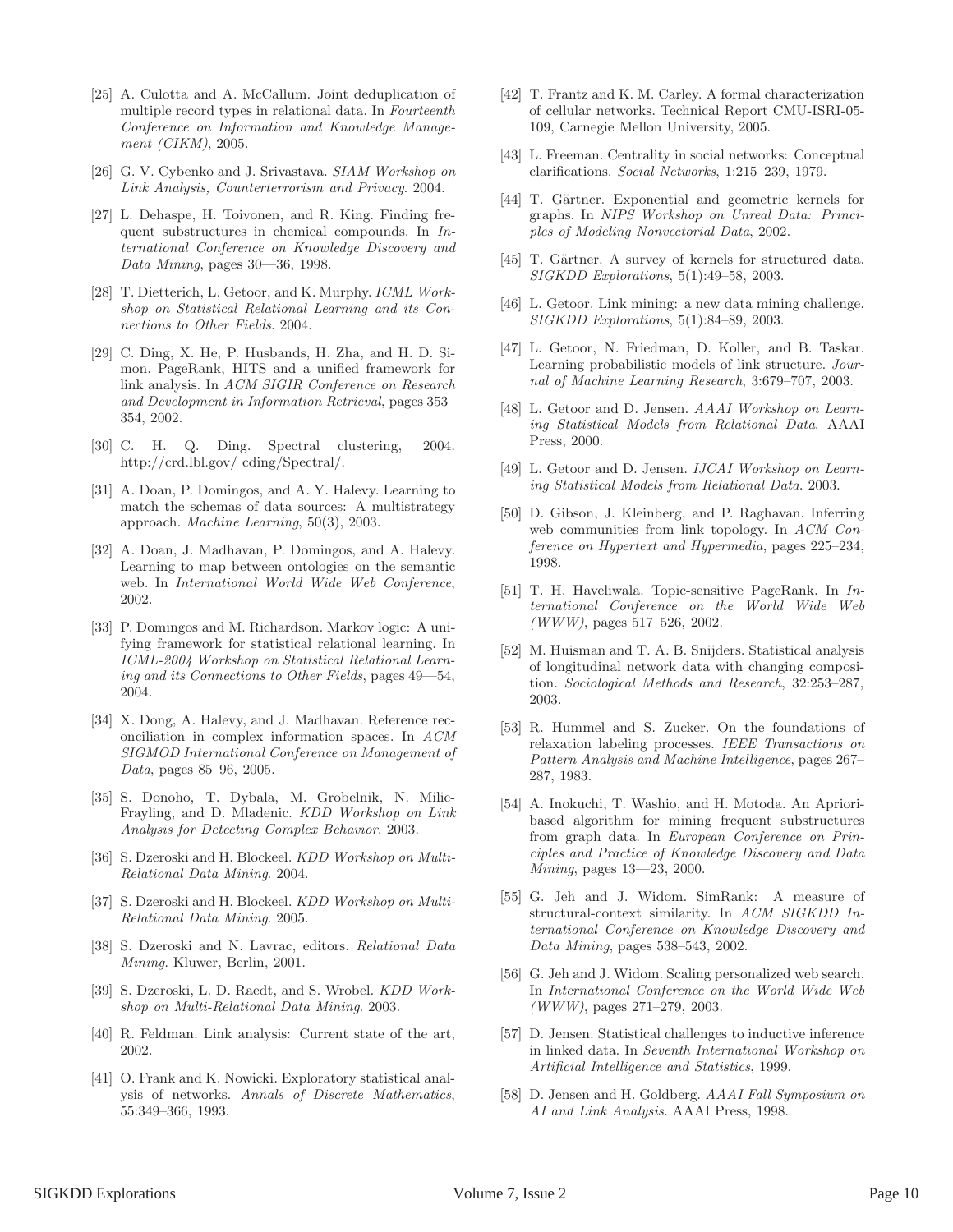[25] A. Culotta and A. McCallum. Joint deduplication of multiple record types in relational data. In *Fourteenth Conference on Information and Knowledge Management (CIKM)*, 2005.

[26] G. V. Cybenko and J. Srivastava. *SIAM Workshop on Link Analysis, Counterterrorism and Privacy*. 2004.

[27] L. Dehaspe, H. Toivonen, and R. King. Finding frequent substructures in chemical compounds. In *International Conference on Knowledge Discovery and Data Mining*, pages 30—36, 1998.

[28] T. Dietterich, L. Getoor, and K. Murphy. *ICML Workshop on Statistical Relational Learning and its Connections to Other Fields*. 2004.

[29] C. Ding, X. He, P. Husbands, H. Zha, and H. D. Simon. PageRank, HITS and a unified framework for link analysis. In *ACM SIGIR Conference on Research and Development in Information Retrieval*, pages 353–354, 2002.

[30] C. H. Q. Ding. Spectral clustering, 2004. http://crd.lbl.gov/ cding/Spectral/.

[31] A. Doan, P. Domingos, and A. Y. Halevy. Learning to match the schemas of data sources: A multistrategy approach. *Machine Learning*, 50(3), 2003.

[32] A. Doan, J. Madhavan, P. Domingos, and A. Halevy. Learning to map between ontologies on the semantic web. In *International World Wide Web Conference*, 2002.

[33] P. Domingos and M. Richardson. Markov logic: A unifying framework for statistical relational learning. In *ICML-2004 Workshop on Statistical Relational Learning and its Connections to Other Fields*, pages 49—54, 2004.

[34] X. Dong, A. Halevy, and J. Madhavan. Reference reconciliation in complex information spaces. In *ACM SIGMOD International Conference on Management of Data*, pages 85–96, 2005.

[35] S. Donoho, T. Dybala, M. Grobelnik, N. Milic-Frayling, and D. Mladenic. *KDD Workshop on Link Analysis for Detecting Complex Behavior*. 2003.

[36] S. Dzeroski and H. Blockeel. *KDD Workshop on Multi-Relational Data Mining*. 2004.

[37] S. Dzeroski and H. Blockeel. *KDD Workshop on Multi-Relational Data Mining*. 2005.

[38] S. Dzeroski and N. Lavrac, editors. *Relational Data Mining*. Kluwer, Berlin, 2001.

[39] S. Dzeroski, L. D. Raedt, and S. Wrobel. *KDD Workshop on Multi-Relational Data Mining*. 2003.

[40] R. Feldman. Link analysis: Current state of the art, 2002.

[41] O. Frank and K. Nowicki. Exploratory statistical analysis of networks. *Annals of Discrete Mathematics*, 55:349–366, 1993.

[42] T. Frantz and K. M. Carley. A formal characterization of cellular networks. Technical Report CMU-ISRI-05-109, Carnegie Mellon University, 2005.

[43] L. Freeman. Centrality in social networks: Conceptual clarifications. *Social Networks*, 1:215–239, 1979.

[44] T. Gärtner. Exponential and geometric kernels for graphs. In *NIPS Workshop on Unreal Data: Principles of Modeling Nonvectorial Data*, 2002.

[45] T. Gärtner. A survey of kernels for structured data. *SIGKDD Explorations*, 5(1):49–58, 2003.

[46] L. Getoor. Link mining: a new data mining challenge. *SIGKDD Explorations*, 5(1):84–89, 2003.

[47] L. Getoor, N. Friedman, D. Koller, and B. Taskar. Learning probabilistic models of link structure. *Journal of Machine Learning Research*, 3:679–707, 2003.

[48] L. Getoor and D. Jensen. *AAAI Workshop on Learning Statistical Models from Relational Data*. AAAI Press, 2000.

[49] L. Getoor and D. Jensen. *IJCAI Workshop on Learning Statistical Models from Relational Data*. 2003.

[50] D. Gibson, J. Kleinberg, and P. Raghavan. Inferring web communities from link topology. In *ACM Conference on Hypertext and Hypermedia*, pages 225–234, 1998.

[51] T. H. Haveliwala. Topic-sensitive PageRank. In *International Conference on the World Wide Web (WWW)*, pages 517–526, 2002.

[52] M. Huisman and T. A. B. Snijders. Statistical analysis of longitudinal network data with changing composition. *Sociological Methods and Research*, 32:253–287, 2003.

[53] R. Hummel and S. Zucker. On the foundations of relaxation labeling processes. *IEEE Transactions on Pattern Analysis and Machine Intelligence*, pages 267–287, 1983.

[54] A. Inokuchi, T. Washio, and H. Motoda. An Apriori-based algorithm for mining frequent substructures from graph data. In *European Conference on Principles and Practice of Knowledge Discovery and Data Mining*, pages 13—23, 2000.

[55] G. Jeh and J. Widom. SimRank: A measure of structural-context similarity. In *ACM SIGKDD International Conference on Knowledge Discovery and Data Mining*, pages 538–543, 2002.

[56] G. Jeh and J. Widom. Scaling personalized web search. In *International Conference on the World Wide Web (WWW)*, pages 271–279, 2003.

[57] D. Jensen. Statistical challenges to inductive inference in linked data. In *Seventh International Workshop on Artificial Intelligence and Statistics*, 1999.

[58] D. Jensen and H. Goldberg. *AAAI Fall Symposium on AI and Link Analysis*. AAAI Press, 1998.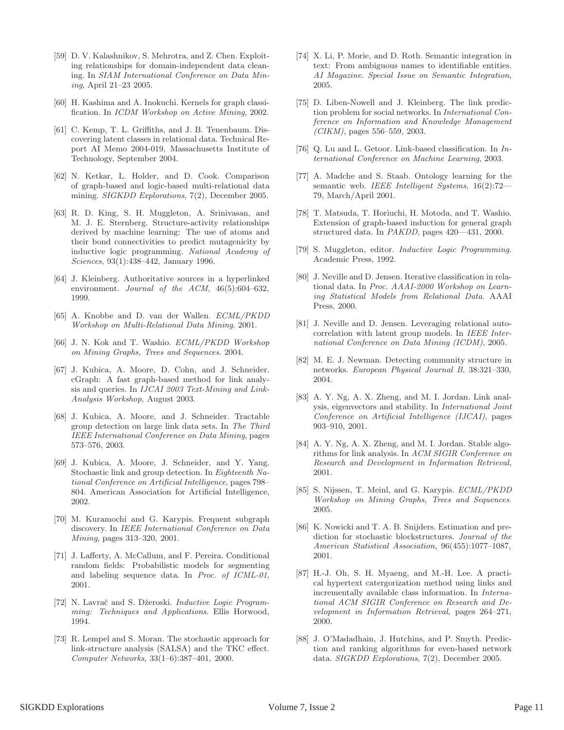[59] D. V. Kalashnikov, S. Mehrotra, and Z. Chen. Exploiting relationships for domain-independent data cleaning. In *SIAM International Conference on Data Mining*, April 21–23 2005.

[60] H. Kashima and A. Inokuchi. Kernels for graph classification. In *ICDM Workshop on Active Mining*, 2002.

[61] C. Kemp, T. L. Griffiths, and J. B. Tenenbaum. Discovering latent classes in relational data. Technical Report AI Memo 2004-019, Massachusetts Institute of Technology, September 2004.

[62] N. Ketkar, L. Holder, and D. Cook. Comparison of graph-based and logic-based multi-relational data mining. *SIGKDD Explorations*, 7(2), December 2005.

[63] R. D. King, S. H. Muggleton, A. Srinivasan, and M. J. E. Sternberg. Structure-activity relationships derived by machine learning: The use of atoms and their bond connectivities to predict mutagenicity by inductive logic programming. *National Academy of Sciences*, 93(1):438–442, January 1996.

[64] J. Kleinberg. Authoritative sources in a hyperlinked environment. *Journal of the ACM*, 46(5):604–632, 1999.

[65] A. Knobbe and D. van der Wallen. *ECML/PKDD Workshop on Multi-Relational Data Mining*. 2001.

[66] J. N. Kok and T. Washio. *ECML/PKDD Workshop on Mining Graphs, Trees and Sequences*. 2004.

[67] J. Kubica, A. Moore, D. Cohn, and J. Schneider. cGraph: A fast graph-based method for link analysis and queries. In *IJCAI 2003 Text-Mining and Link-Analysis Workshop*, August 2003.

[68] J. Kubica, A. Moore, and J. Schneider. Tractable group detection on large link data sets. In *The Third IEEE International Conference on Data Mining*, pages 573–576, 2003.

[69] J. Kubica, A. Moore, J. Schneider, and Y. Yang. Stochastic link and group detection. In *Eighteenth National Conference on Artificial Intelligence*, pages 798–804. American Association for Artificial Intelligence, 2002.

[70] M. Kuramochi and G. Karypis. Frequent subgraph discovery. In *IEEE International Conference on Data Mining*, pages 313–320, 2001.

[71] J. Lafferty, A. McCallum, and F. Pereira. Conditional random fields: Probabilistic models for segmenting and labeling sequence data. In *Proc. of ICML-01*, 2001.

[72] N. Lavrač and S. Džeroski. *Inductive Logic Programming: Techniques and Applications*. Ellis Horwood, 1994.

[73] R. Lempel and S. Moran. The stochastic approach for link-structure analysis (SALSA) and the TKC effect. *Computer Networks*, 33(1–6):387–401, 2000.

[74] X. Li, P. Morie, and D. Roth. Semantic integration in text: From ambiguous names to identifiable entities. *AI Magazine. Special Issue on Semantic Integration*, 2005.

[75] D. Liben-Nowell and J. Kleinberg. The link prediction problem for social networks. In *International Conference on Information and Knowledge Management (CIKM)*, pages 556–559, 2003.

[76] Q. Lu and L. Getoor. Link-based classification. In *International Conference on Machine Learning*, 2003.

[77] A. Madche and S. Staab. Ontology learning for the semantic web. *IEEE Intelligent Systems*, 16(2):72—79, March/April 2001.

[78] T. Matsuda, T. Horiuchi, H. Motoda, and T. Washio. Extension of graph-based induction for general graph structured data. In *PAKDD*, pages 420—431, 2000.

[79] S. Muggleton, editor. *Inductive Logic Programming*. Academic Press, 1992.

[80] J. Neville and D. Jensen. Iterative classification in relational data. In *Proc. AAAI-2000 Workshop on Learning Statistical Models from Relational Data*. AAAI Press, 2000.

[81] J. Neville and D. Jensen. Leveraging relational autocorrelation with latent group models. In *IEEE International Conference on Data Mining (ICDM)*, 2005.

[82] M. E. J. Newman. Detecting community structure in networks. *European Physical Journal B*, 38:321–330, 2004.

[83] A. Y. Ng, A. X. Zheng, and M. I. Jordan. Link analysis, eigenvectors and stability. In *International Joint Conference on Artificial Intelligence (IJCAI)*, pages 903–910, 2001.

[84] A. Y. Ng, A. X. Zheng, and M. I. Jordan. Stable algorithms for link analysis. In *ACM SIGIR Conference on Research and Development in Information Retrieval*, 2001.

[85] S. Nijssen, T. Meinl, and G. Karypis. *ECML/PKDD Workshop on Mining Graphs, Trees and Sequences*. 2005.

[86] K. Nowicki and T. A. B. Snijders. Estimation and prediction for stochastic blockstructures. *Journal of the American Statistical Association*, 96(455):1077–1087, 2001.

[87] H.-J. Oh, S. H. Myaeng, and M.-H. Lee. A practical hypertext catergorization method using links and incrementally available class information. In *International ACM SIGIR Conference on Research and Development in Information Retrieval*, pages 264–271, 2000.

[88] J. O'Madadhain, J. Hutchins, and P. Smyth. Prediction and ranking algorithms for even-based network data. *SIGKDD Explorations*, 7(2), December 2005.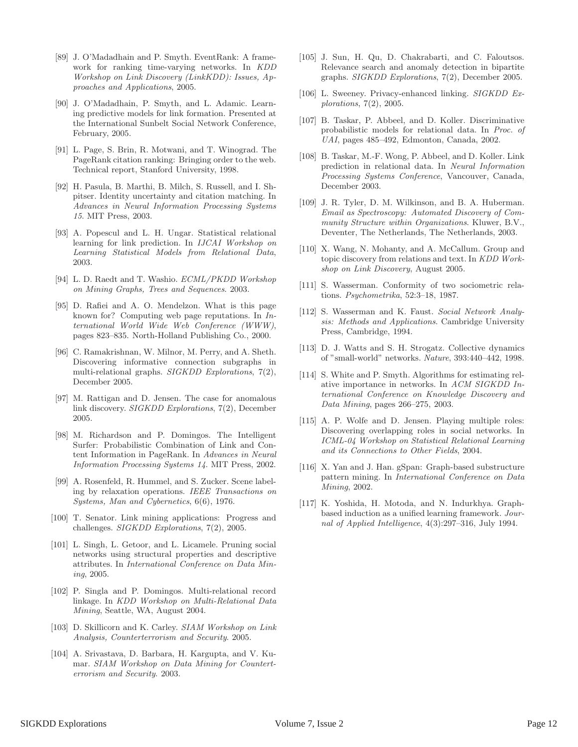[89] J. O'Madadhain and P. Smyth. EventRank: A framework for ranking time-varying networks. In *KDD Workshop on Link Discovery (LinkKDD): Issues, Approaches and Applications*, 2005.

[90] J. O'Madadhain, P. Smyth, and L. Adamic. Learning predictive models for link formation. Presented at the International Sunbelt Social Network Conference, February, 2005.

[91] L. Page, S. Brin, R. Motwani, and T. Winograd. The PageRank citation ranking: Bringing order to the web. Technical report, Stanford University, 1998.

[92] H. Pasula, B. Marthi, B. Milch, S. Russell, and I. Shpitser. Identity uncertainty and citation matching. In *Advances in Neural Information Processing Systems 15*. MIT Press, 2003.

[93] A. Popescul and L. H. Ungar. Statistical relational learning for link prediction. In *IJCAI Workshop on Learning Statistical Models from Relational Data*, 2003.

[94] L. D. Raedt and T. Washio. *ECML/PKDD Workshop on Mining Graphs, Trees and Sequences*. 2003.

[95] D. Rafiei and A. O. Mendelzon. What is this page known for? Computing web page reputations. In *International World Wide Web Conference (WWW)*, pages 823–835. North-Holland Publishing Co., 2000.

[96] C. Ramakrishnan, W. Milnor, M. Perry, and A. Sheth. Discovering informative connection subgraphs in multi-relational graphs. *SIGKDD Explorations*, 7(2), December 2005.

[97] M. Rattigan and D. Jensen. The case for anomalous link discovery. *SIGKDD Explorations*, 7(2), December 2005.

[98] M. Richardson and P. Domingos. The Intelligent Surfer: Probabilistic Combination of Link and Content Information in PageRank. In *Advances in Neural Information Processing Systems 14*. MIT Press, 2002.

[99] A. Rosenfeld, R. Hummel, and S. Zucker. Scene labeling by relaxation operations. *IEEE Transactions on Systems, Man and Cybernetics*, 6(6), 1976.

[100] T. Senator. Link mining applications: Progress and challenges. *SIGKDD Explorations*, 7(2), 2005.

[101] L. Singh, L. Getoor, and L. Licamele. Pruning social networks using structural properties and descriptive attributes. In *International Conference on Data Mining*, 2005.

[102] P. Singla and P. Domingos. Multi-relational record linkage. In *KDD Workshop on Multi-Relational Data Mining*, Seattle, WA, August 2004.

[103] D. Skillicorn and K. Carley. *SIAM Workshop on Link Analysis, Counterterrorism and Security*. 2005.

[104] A. Srivastava, D. Barbara, H. Kargupta, and V. Kumar. *SIAM Workshop on Data Mining for Counterterrorism and Security*. 2003.

[105] J. Sun, H. Qu, D. Chakrabarti, and C. Faloutsos. Relevance search and anomaly detection in bipartite graphs. *SIGKDD Explorations*, 7(2), December 2005.

[106] L. Sweeney. Privacy-enhanced linking. *SIGKDD Explorations*, 7(2), 2005.

[107] B. Taskar, P. Abbeel, and D. Koller. Discriminative probabilistic models for relational data. In *Proc. of UAI*, pages 485–492, Edmonton, Canada, 2002.

[108] B. Taskar, M.-F. Wong, P. Abbeel, and D. Koller. Link prediction in relational data. In *Neural Information Processing Systems Conference*, Vancouver, Canada, December 2003.

[109] J. R. Tyler, D. M. Wilkinson, and B. A. Huberman. *Email as Spectroscopy: Automated Discovery of Community Structure within Organizations*. Kluwer, B.V., Deventer, The Netherlands, The Netherlands, 2003.

[110] X. Wang, N. Mohanty, and A. McCallum. Group and topic discovery from relations and text. In *KDD Workshop on Link Discovery*, August 2005.

[111] S. Wasserman. Conformity of two sociometric relations. *Psychometrika*, 52:3–18, 1987.

[112] S. Wasserman and K. Faust. *Social Network Analysis: Methods and Applications*. Cambridge University Press, Cambridge, 1994.

[113] D. J. Watts and S. H. Strogatz. Collective dynamics of "small-world" networks. *Nature*, 393:440–442, 1998.

[114] S. White and P. Smyth. Algorithms for estimating relative importance in networks. In *ACM SIGKDD International Conference on Knowledge Discovery and Data Mining*, pages 266–275, 2003.

[115] A. P. Wolfe and D. Jensen. Playing multiple roles: Discovering overlapping roles in social networks. In *ICML-04 Workshop on Statistical Relational Learning and its Connections to Other Fields*, 2004.

[116] X. Yan and J. Han. gSpan: Graph-based substructure pattern mining. In *International Conference on Data Mining*, 2002.

[117] K. Yoshida, H. Motoda, and N. Indurkhya. Graph-based induction as a unified learning framework. *Journal of Applied Intelligence*, 4(3):297–316, July 1994.